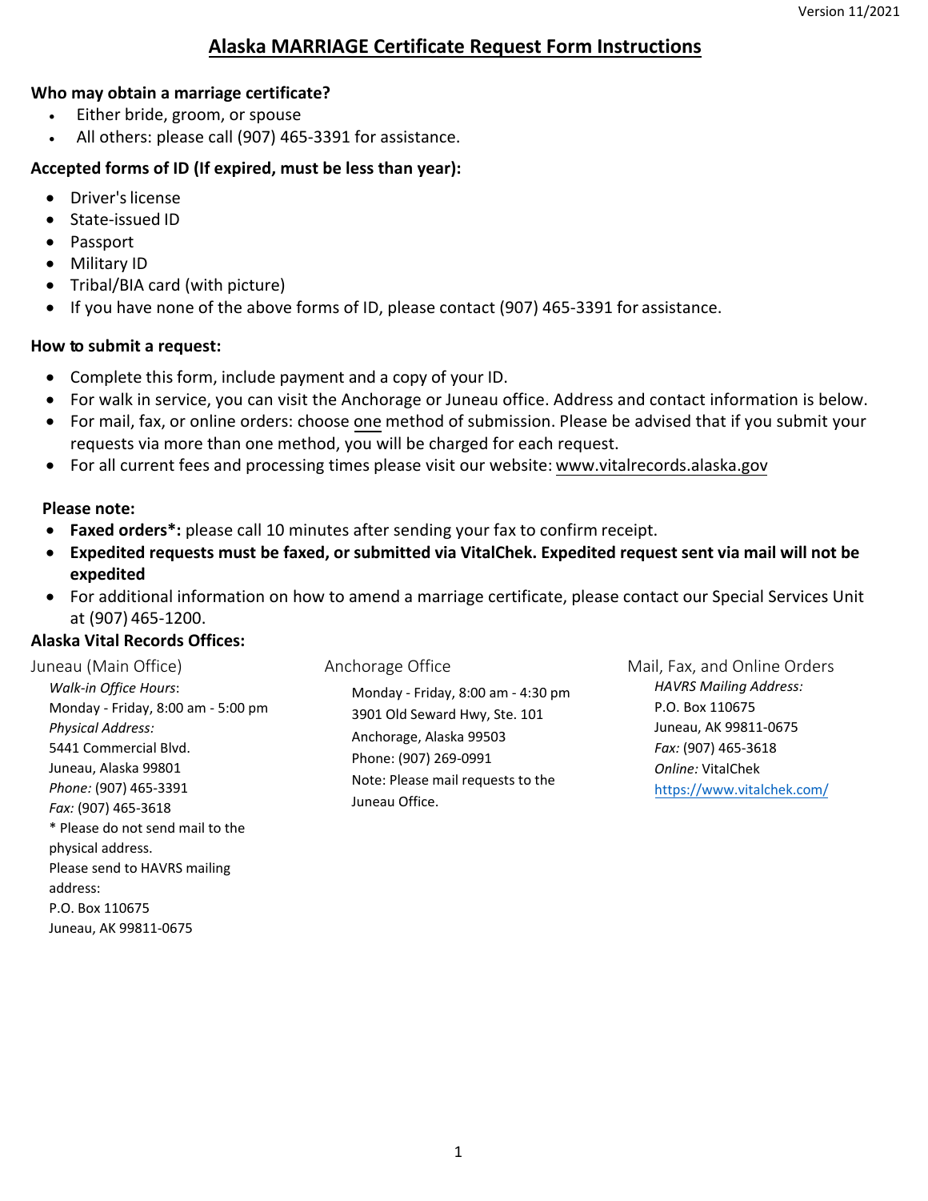# Alaska MARRIAGE Certificate Request Form Instructions

**Who may obtain a marriage certificate?**

- Either bride, groom, or spouse
- All others: please call (907) 465-3391 for assistance.

**Accepted forms of ID (If expired, must be less than year):**

- Driver's license
- State-issued ID
- Passport
- Military ID
- Tribal/BIA card (with picture)
- If you have none of the above forms of ID, please contact (907) 465-3391 for assistance.

**How to submit a request:**

- Complete this form, include payment and a copy of your ID.
- For walk in service, you can visit the Anchorage or Juneau office. Address and contact information is below.
- For mail, fax, or online orders: choose one method of submission. Please be advised that if you submit your requests via more than one method, you will be charged for each request.
- For all current fees and processing times please visit our website: www.vitalrecords.alaska.gov

**Please note:**

- **Faxed orders*:** please call 10 minutes after sending your fax to confirm receipt.
- **Expedited requests must be faxed, or submitted via VitalChek. Expedited request sent via mail will not be expedited**
- For additional information on how to amend a marriage certificate, please contact our Special Services Unit at (907) 465-1200.

**Alaska Vital Records Offices:**

Juneau (Main Office)

*Walk-in Office Hours*:
Monday - Friday, 8:00 am - 5:00 pm
*Physical Address:*
5441 Commercial Blvd.
Juneau, Alaska 99801
*Phone:* (907) 465-3391
*Fax:* (907) 465-3618
* Please do not send mail to the physical address.
Please send to HAVRS mailing address:
P.O. Box 110675
Juneau, AK 99811-0675

Anchorage Office

Monday - Friday, 8:00 am - 4:30 pm
3901 Old Seward Hwy, Ste. 101
Anchorage, Alaska 99503
Phone: (907) 269-0991
Note: Please mail requests to the Juneau Office.

Mail, Fax, and Online Orders

*HAVRS Mailing Address:*
P.O. Box 110675
Juneau, AK 99811-0675
*Fax:* (907) 465-3618
*Online:* VitalChek
https://www.vitalchek.com/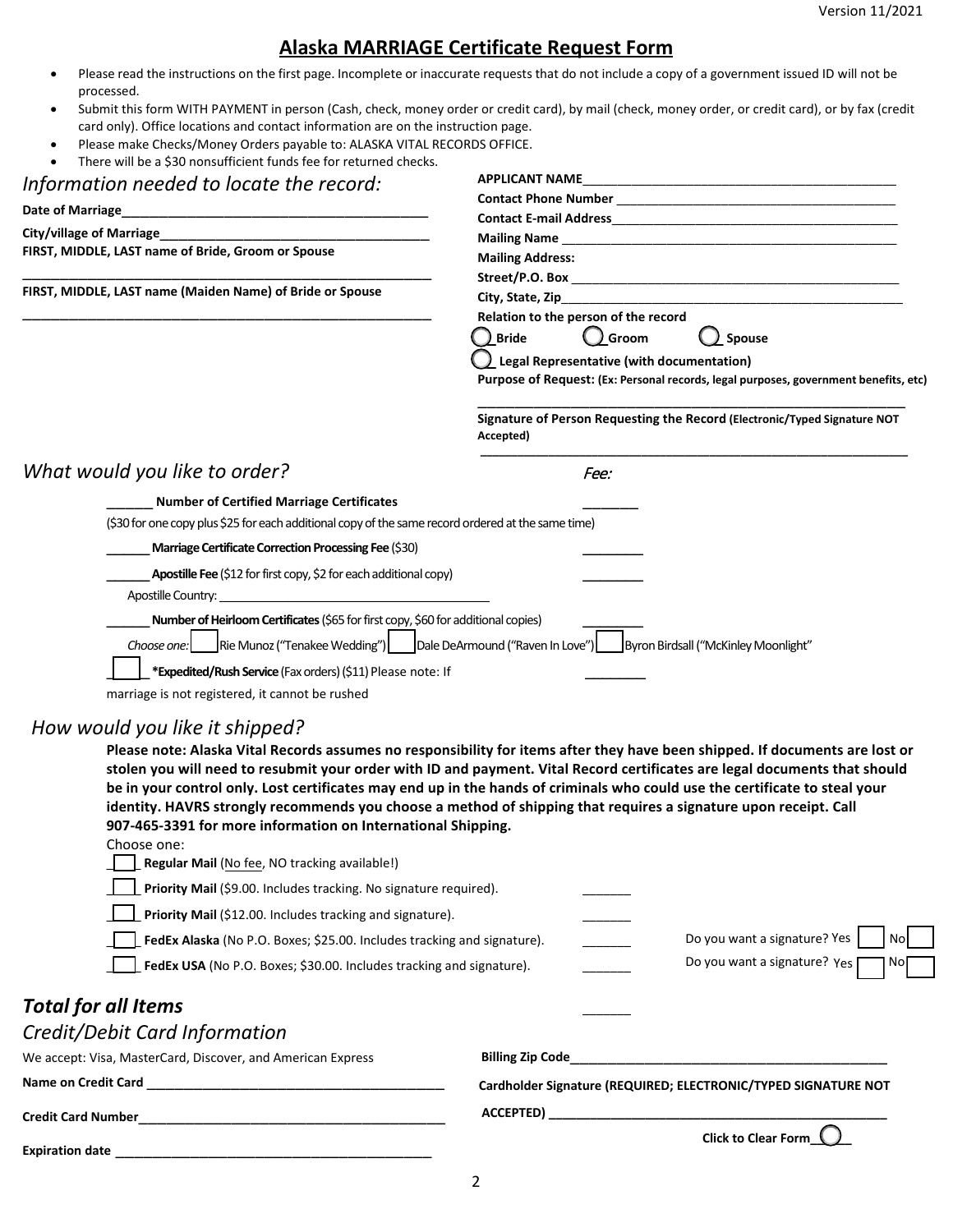# Alaska MARRIAGE Certificate Request Form

- Please read the instructions on the first page. Incomplete or inaccurate requests that do not include a copy of a government issued ID will not be processed.
- Submit this form WITH PAYMENT in person (Cash, check, money order or credit card), by mail (check, money order, or credit card), or by fax (credit card only). Office locations and contact information are on the instruction page.
- Please make Checks/Money Orders payable to: ALASKA VITAL RECORDS OFFICE.
- There will be a $30 nonsufficient funds fee for returned checks.

## *Information needed to locate the record:*

**Date of Marriage**\_\_\_\_\_\_\_\_\_\_\_\_\_\_\_\_\_\_\_\_\_\_\_\_\_\_\_\_\_\_\_\_\_\_\_\_\_\_\_\_

**City/village of Marriage**\_\_\_\_\_\_\_\_\_\_\_\_\_\_\_\_\_\_\_\_\_\_\_\_\_\_\_\_\_\_\_\_\_\_\_\_

**FIRST, MIDDLE, LAST name of Bride, Groom or Spouse**

\_\_\_\_\_\_\_\_\_\_\_\_\_\_\_\_\_\_\_\_\_\_\_\_\_\_\_\_\_\_\_\_\_\_\_\_\_\_\_\_\_\_\_\_\_\_\_\_\_\_\_\_\_\_\_\_

**FIRST, MIDDLE, LAST name (Maiden Name) of Bride or Spouse**

\_\_\_\_\_\_\_\_\_\_\_\_\_\_\_\_\_\_\_\_\_\_\_\_\_\_\_\_\_\_\_\_\_\_\_\_\_\_\_\_\_\_\_\_\_\_\_\_\_\_\_\_\_\_\_\_

**APPLICANT NAME**\_\_\_\_\_\_\_\_\_\_\_\_\_\_\_\_\_\_\_\_\_\_\_\_\_\_\_\_\_\_\_\_\_\_\_\_\_\_\_\_

**Contact Phone Number** \_\_\_\_\_\_\_\_\_\_\_\_\_\_\_\_\_\_\_\_\_\_\_\_\_\_\_\_\_\_\_\_\_\_\_\_

**Contact E-mail Address**\_\_\_\_\_\_\_\_\_\_\_\_\_\_\_\_\_\_\_\_\_\_\_\_\_\_\_\_\_\_\_\_\_\_\_

**Mailing Name** \_\_\_\_\_\_\_\_\_\_\_\_\_\_\_\_\_\_\_\_\_\_\_\_\_\_\_\_\_\_\_\_\_\_\_\_\_\_\_\_\_\_

**Mailing Address:**

**Street/P.O. Box** \_\_\_\_\_\_\_\_\_\_\_\_\_\_\_\_\_\_\_\_\_\_\_\_\_\_\_\_\_\_\_\_\_\_\_\_\_\_\_\_\_

**City, State, Zip**\_\_\_\_\_\_\_\_\_\_\_\_\_\_\_\_\_\_\_\_\_\_\_\_\_\_\_\_\_\_\_\_\_\_\_\_\_\_\_\_\_\_

**Relation to the person of the record**

- ○ **Bride**
- ○ **Groom**
- ○ **Spouse**
- ○ **Legal Representative (with documentation)**

**Purpose of Request: (Ex: Personal records, legal purposes, government benefits, etc)**

\_\_\_\_\_\_\_\_\_\_\_\_\_\_\_\_\_\_\_\_\_\_\_\_\_\_\_\_\_\_\_\_\_\_\_\_\_\_\_\_\_\_\_\_\_\_\_\_\_\_\_\_\_\_\_\_

**Signature of Person Requesting the Record (Electronic/Typed Signature NOT Accepted)**

\_\_\_\_\_\_\_\_\_\_\_\_\_\_\_\_\_\_\_\_\_\_\_\_\_\_\_\_\_\_\_\_\_\_\_\_\_\_\_\_\_\_\_\_\_\_\_\_\_\_\_\_\_\_\_\_

## *What would you like to order?*

| Item | *Fee:* |
|---|---|
| \_\_\_\_\_\_ **Number of Certified Marriage Certificates** (\$30 for one copy plus \$25 for each additional copy of the same record ordered at the same time) | \_\_\_\_\_\_\_\_ |
| \_\_\_\_\_\_ **Marriage Certificate Correction Processing Fee** (\$30) | \_\_\_\_\_\_\_\_ |
| \_\_\_\_\_\_ **Apostille Fee** (\$12 for first copy, \$2 for each additional copy) Apostille Country: \_\_\_\_\_\_\_\_\_\_\_\_\_\_\_\_\_\_\_\_\_\_\_\_\_\_\_\_\_\_ | \_\_\_\_\_\_\_\_ |
| \_\_\_\_\_\_ **Number of Heirloom Certificates** (\$65 for first copy, \$60 for additional copies) *Choose one:* ☐ Rie Munoz ("Tenakee Wedding") ☐ Dale DeArmound ("Raven In Love") ☐ Byron Birdsall ("McKinley Moonlight" | \_\_\_\_\_\_\_\_ |
| ☐ **\*Expedited/Rush Service** (Fax orders) (\$11) Please note: If marriage is not registered, it cannot be rushed | \_\_\_\_\_\_\_\_ |

## *How would you like it shipped?*

**Please note: Alaska Vital Records assumes no responsibility for items after they have been shipped. If documents are lost or stolen you will need to resubmit your order with ID and payment. Vital Record certificates are legal documents that should be in your control only. Lost certificates may end up in the hands of criminals who could use the certificate to steal your identity. HAVRS strongly recommends you choose a method of shipping that requires a signature upon receipt. Call 907-465-3391 for more information on International Shipping.**

Choose one:

| Shipping method | Fee | Signature |
|---|---|---|
| ☐ **Regular Mail** (No fee, NO tracking available!) | | |
| ☐ **Priority Mail** (\$9.00. Includes tracking. No signature required). | \_\_\_\_\_\_ | |
| ☐ **Priority Mail** (\$12.00. Includes tracking and signature). | \_\_\_\_\_\_ | |
| ☐ **FedEx Alaska** (No P.O. Boxes; \$25.00. Includes tracking and signature). | \_\_\_\_\_\_ | Do you want a signature? Yes ☐ No ☐ |
| ☐ **FedEx USA** (No P.O. Boxes; \$30.00. Includes tracking and signature). | \_\_\_\_\_\_ | Do you want a signature? Yes ☐ No ☐ |

## ***Total for all Items*** \_\_\_\_\_\_

## *Credit/Debit Card Information*

We accept: Visa, MasterCard, Discover, and American Express

**Name on Credit Card** \_\_\_\_\_\_\_\_\_\_\_\_\_\_\_\_\_\_\_\_\_\_\_\_\_\_\_\_\_\_\_\_\_\_\_\_\_\_\_\_

**Credit Card Number**\_\_\_\_\_\_\_\_\_\_\_\_\_\_\_\_\_\_\_\_\_\_\_\_\_\_\_\_\_\_\_\_\_\_\_\_\_\_\_\_

**Expiration date** \_\_\_\_\_\_\_\_\_\_\_\_\_\_\_\_\_\_\_\_\_\_\_\_\_\_\_\_\_\_\_\_\_\_\_\_\_\_\_\_\_\_

**Billing Zip Code**\_\_\_\_\_\_\_\_\_\_\_\_\_\_\_\_\_\_\_\_\_\_\_\_\_\_\_\_\_\_\_\_\_\_\_\_\_\_\_\_\_\_

**Cardholder Signature (REQUIRED; ELECTRONIC/TYPED SIGNATURE NOT ACCEPTED)** \_\_\_\_\_\_\_\_\_\_\_\_\_\_\_\_\_\_\_\_\_\_\_\_\_\_\_\_\_\_\_\_\_\_\_\_\_\_\_\_

**Click to Clear Form** ○